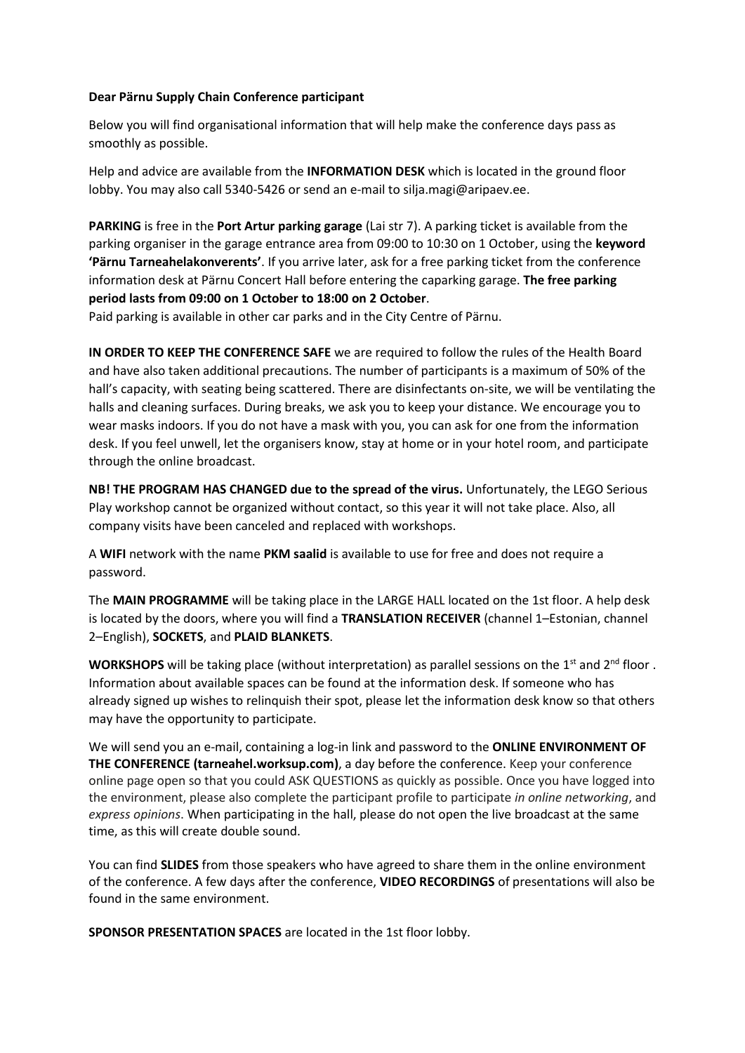**Dear Pärnu Supply Chain Conference participant**

Below you will find organisational information that will help make the conference days pass as smoothly as possible.

Help and advice are available from the **INFORMATION DESK** which is located in the ground floor lobby. You may also call 5340-5426 or send an e-mail to silja.magi@aripaev.ee.

**PARKING** is free in the **Port Artur parking garage** (Lai str 7). A parking ticket is available from the parking organiser in the garage entrance area from 09:00 to 10:30 on 1 October, using the **keyword 'Pärnu Tarneahelakonverents'**. If you arrive later, ask for a free parking ticket from the conference information desk at Pärnu Concert Hall before entering the caparking garage. **The free parking period lasts from 09:00 on 1 October to 18:00 on 2 October**.
Paid parking is available in other car parks and in the City Centre of Pärnu.

**IN ORDER TO KEEP THE CONFERENCE SAFE** we are required to follow the rules of the Health Board and have also taken additional precautions. The number of participants is a maximum of 50% of the hall's capacity, with seating being scattered. There are disinfectants on-site, we will be ventilating the halls and cleaning surfaces. During breaks, we ask you to keep your distance. We encourage you to wear masks indoors. If you do not have a mask with you, you can ask for one from the information desk. If you feel unwell, let the organisers know, stay at home or in your hotel room, and participate through the online broadcast.

**NB! THE PROGRAM HAS CHANGED due to the spread of the virus.** Unfortunately, the LEGO Serious Play workshop cannot be organized without contact, so this year it will not take place. Also, all company visits have been canceled and replaced with workshops.

A **WIFI** network with the name **PKM saalid** is available to use for free and does not require a password.

The **MAIN PROGRAMME** will be taking place in the LARGE HALL located on the 1st floor. A help desk is located by the doors, where you will find a **TRANSLATION RECEIVER** (channel 1–Estonian, channel 2–English), **SOCKETS**, and **PLAID BLANKETS**.

**WORKSHOPS** will be taking place (without interpretation) as parallel sessions on the 1st and 2nd floor . Information about available spaces can be found at the information desk. If someone who has already signed up wishes to relinquish their spot, please let the information desk know so that others may have the opportunity to participate.

We will send you an e-mail, containing a log-in link and password to the **ONLINE ENVIRONMENT OF THE CONFERENCE (tarneahel.worksup.com)**, a day before the conference. Keep your conference online page open so that you could ASK QUESTIONS as quickly as possible. Once you have logged into the environment, please also complete the participant profile to participate *in online networking*, and *express opinions*. When participating in the hall, please do not open the live broadcast at the same time, as this will create double sound.

You can find **SLIDES** from those speakers who have agreed to share them in the online environment of the conference. A few days after the conference, **VIDEO RECORDINGS** of presentations will also be found in the same environment.

**SPONSOR PRESENTATION SPACES** are located in the 1st floor lobby.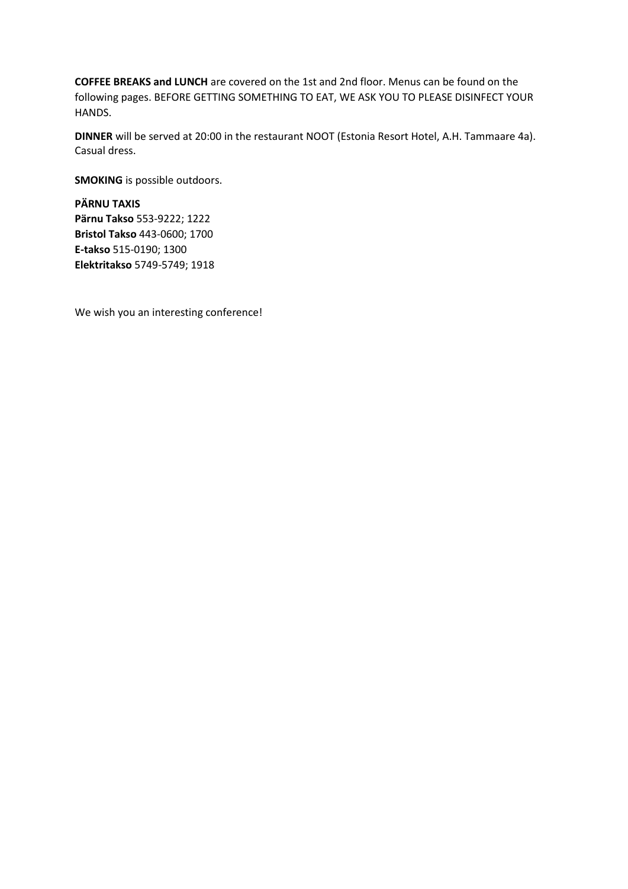**COFFEE BREAKS and LUNCH** are covered on the 1st and 2nd floor. Menus can be found on the following pages. BEFORE GETTING SOMETHING TO EAT, WE ASK YOU TO PLEASE DISINFECT YOUR HANDS.

**DINNER** will be served at 20:00 in the restaurant NOOT (Estonia Resort Hotel, A.H. Tammaare 4a). Casual dress.

**SMOKING** is possible outdoors.

**PÄRNU TAXIS**
**Pärnu Takso** 553-9222; 1222
**Bristol Takso** 443-0600; 1700
**E-takso** 515-0190; 1300
**Elektritakso** 5749-5749; 1918

We wish you an interesting conference!